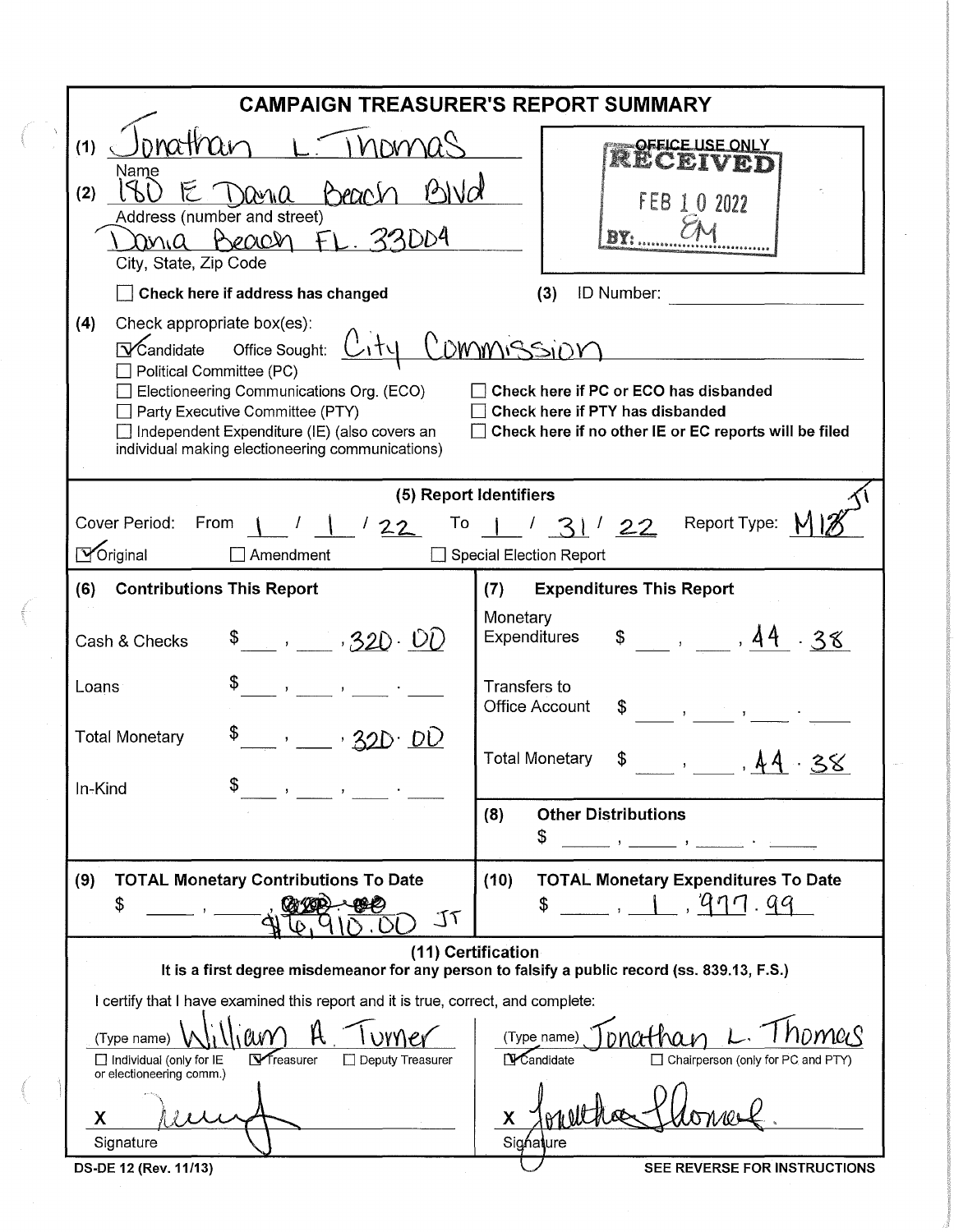# CAMPAIGN TREASURER'S REPORT SUMMARY

(1) Jonathan L. Thomas
Name

(2) 180 E Dania Beach Blvd
Address (number and street)

Dania Beach FL. 33004
City, State, Zip Code

☐ **Check here if address has changed**

OFFICE USE ONLY
RECEIVED
FEB 10 2022
BY: EM

(3) ID Number: ____________

(4) Check appropriate box(es):

☑ Candidate  Office Sought: City Commission
☐ Political Committee (PC)
☐ Electioneering Communications Org. (ECO)
☐ Party Executive Committee (PTY)
☐ Independent Expenditure (IE) (also covers an individual making electioneering communications)

☐ **Check here if PC or ECO has disbanded**
☐ **Check here if PTY has disbanded**
☐ **Check here if no other IE or EC reports will be filed**

## (5) Report Identifiers

Cover Period: From 1 / 1 / 22 To 1 / 31 / 22 Report Type: M1 JT

☑ Original ☐ Amendment ☐ Special Election Report

| (6) Contributions This Report | | (7) Expenditures This Report | |
|---|---|---|---|
| Cash & Checks | $ 320.00 | Monetary Expenditures | $ 44.38 |
| Loans | $ | Transfers to Office Account | $ |
| Total Monetary | $ 320.00 | Total Monetary | $ 44.38 |
| In-Kind | $ | (8) Other Distributions | $ |

| (9) TOTAL Monetary Contributions To Date | (10) TOTAL Monetary Expenditures To Date |
|---|---|
| $ ~~[illegible]~~ $6,910.00 JT | $ 1,977.99 |

## (11) Certification

**It is a first degree misdemeanor for any person to falsify a public record (ss. 839.13, F.S.)**

I certify that I have examined this report and it is true, correct, and complete:

(Type name) William A. Turner
☐ Individual (only for IE or electioneering comm.) ☑ Treasurer ☐ Deputy Treasurer

X [signature]
Signature

(Type name) Jonathan L. Thomas
☑ Candidate ☐ Chairperson (only for PC and PTY)

X [signature]
Signature

DS-DE 12 (Rev. 11/13)

SEE REVERSE FOR INSTRUCTIONS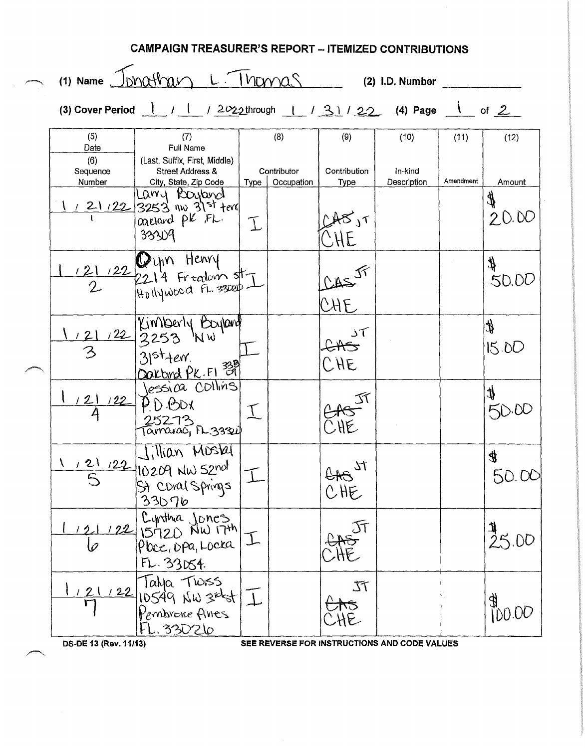# CAMPAIGN TREASURER'S REPORT – ITEMIZED CONTRIBUTIONS

(1) Name Jonathan L. Thomas (2) I.D. Number

(3) Cover Period 1 / 1 / 2022 through 1 / 31 / 22 (4) Page 1 of 2

| (5) Date (6) Sequence Number | (7) Full Name (Last, Suffix, First, Middle) Street Address & City, State, Zip Code | (8) Contributor Type | (8) Contributor Occupation | (9) Contribution Type | (10) In-kind Description | (11) Amendment | (12) Amount |
|---|---|---|---|---|---|---|---|
| 1 / 21 / 22 1 | Larry Boyland 3253 nw 31st terr Oakland pk, FL. 33309 | I | | ~~CAS~~, JT CHE | | | $ 20.00 |
| 1 / 21 / 22 2 | Quin Henry 2214 Freedom st Hollywood FL. 33020 | I | | ~~CAS~~ JT CHE | | | $ 50.00 |
| 1 / 21 / 22 3 | Kimberly Boyland 3253 NW 31st terr. Oakland Pk. Fl 33309 | I | | ~~CAS~~ JT CHE | | | $ 15.00 |
| 1 / 21 / 22 4 | Jessica Collins P.O.Box 25273 Tamarac, FL 33320 | I | | ~~CAS~~ JT CHE | | | $ 50.00 |
| 1 / 21 / 22 5 | Jillian Moskal 10209 NW 52nd St Coral Springs 33076 | I | | ~~CAS~~ JT CHE | | | $ 50.00 |
| 1 / 21 / 22 6 | Cynthia Jones 15720 NW 17th Place, Opa, Locka FL. 33054. | I | | ~~CAS~~ JT CHE | | | $ 25.00 |
| 1 / 21 / 22 7 | Talya Twiss 10549 NW 3rd st Pembroke Pines FL. 33026 | I | | ~~CAS~~ JT CHE | | | $ 100.00 |

DS-DE 13 (Rev. 11/13) SEE REVERSE FOR INSTRUCTIONS AND CODE VALUES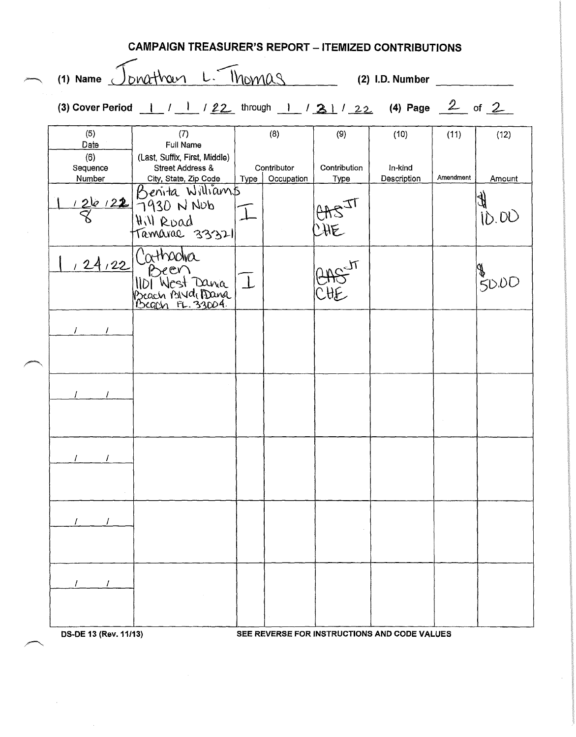# CAMPAIGN TREASURER'S REPORT – ITEMIZED CONTRIBUTIONS

(1) Name Jonathan L. Thomas (2) I.D. Number ______

(3) Cover Period 1 / 1 / 22 through 1 / 31 / 22 (4) Page 2 of 2

| (5) Date / (6) Sequence Number | (7) Full Name (Last, Suffix, First, Middle) Street Address & City, State, Zip Code | (8) Contributor Type | (8) Contributor Occupation | (9) Contribution Type | (10) In-kind Description | (11) Amendment | (12) Amount |
|---|---|---|---|---|---|---|---|
| 1 / 26 / 22<br>8 | Benita Williams<br>7930 N Nob Hill Road<br>Tamarac 33321 | I | | ~~CAS~~ JT CHE | | | $ 10.00 |
| 1 / 24 / 22 | Cathodra Been<br>1101 West Dana Beach Blvd, Dana Beach FL. 33004. | I | | ~~CAS~~ JT CHE | | | $ 50.00 |
| / / | | | | | | | |
| / / | | | | | | | |
| / / | | | | | | | |
| / / | | | | | | | |
| / / | | | | | | | |

DS-DE 13 (Rev. 11/13) SEE REVERSE FOR INSTRUCTIONS AND CODE VALUES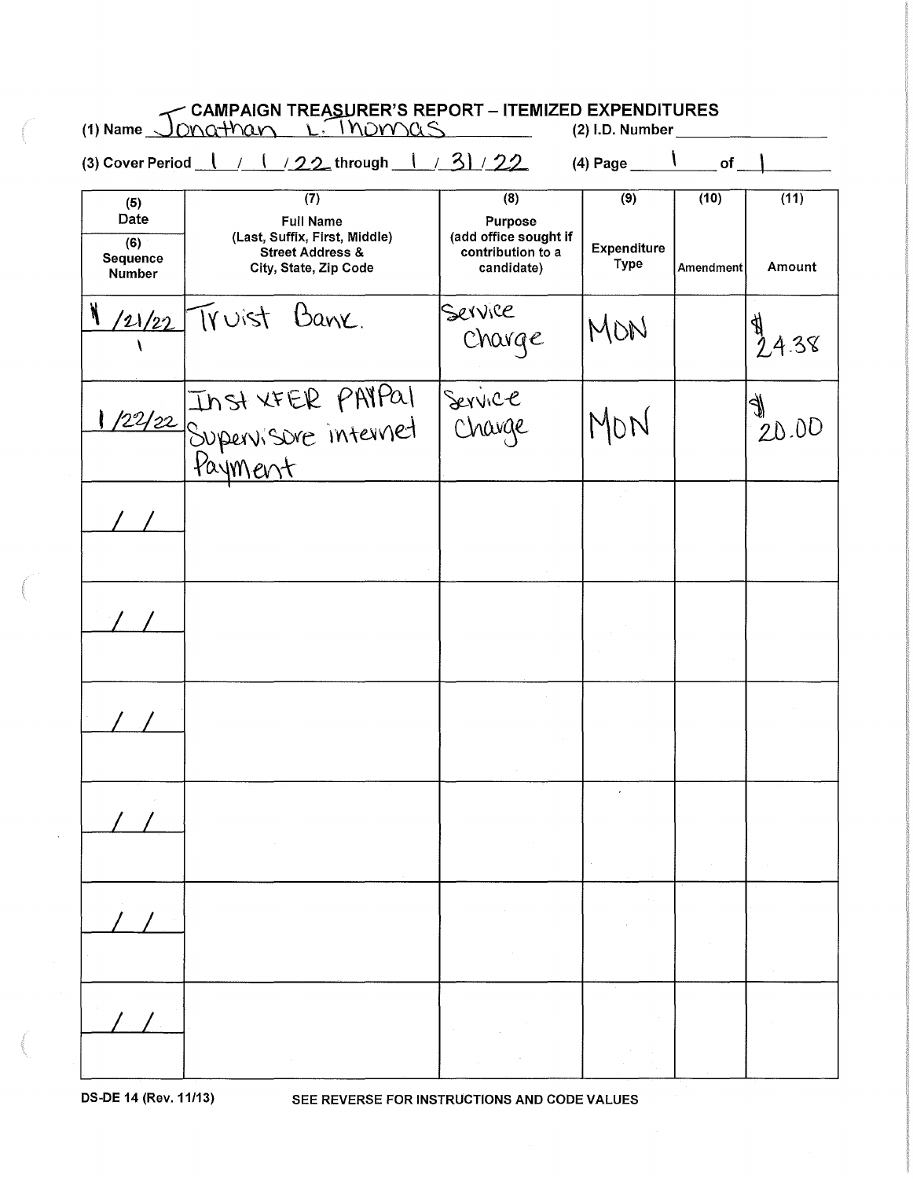# CAMPAIGN TREASURER'S REPORT – ITEMIZED EXPENDITURES

(1) Name Jonathan L. Thomas (2) I.D. Number

(3) Cover Period 1 / 1 / 22 through 1 / 31 / 22 (4) Page 1 of 1

| (5) Date / (6) Sequence Number | (7) Full Name (Last, Suffix, First, Middle) Street Address & City, State, Zip Code | (8) Purpose (add office sought if contribution to a candidate) | (9) Expenditure Type | (10) Amendment | (11) Amount |
|---|---|---|---|---|---|
| 1/21/22<br>1 | Truist Bank. | Service Charge | MON | | $ 24.38 |
| 1/22/22 | Inst XFER PAYPal Supervisore internet Payment | Service Charge | MON | | $ 20.00 |
| / / | | | | | |
| / / | | | | | |
| / / | | | | | |
| / / | | | | | |
| / / | | | | | |
| / / | | | | | |

DS-DE 14 (Rev. 11/13) SEE REVERSE FOR INSTRUCTIONS AND CODE VALUES